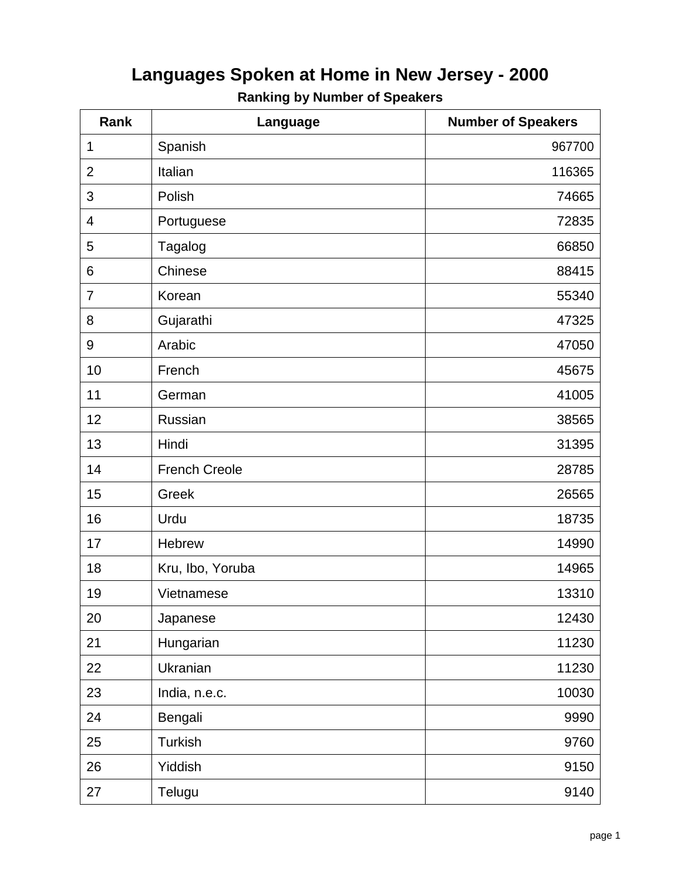# Languages Spoken at Home in New Jersey - 2000

**Ranking by Number of Speakers**

| Rank | Language | Number of Speakers |
|---|---|---|
| 1 | Spanish | 967700 |
| 2 | Italian | 116365 |
| 3 | Polish | 74665 |
| 4 | Portuguese | 72835 |
| 5 | Tagalog | 66850 |
| 6 | Chinese | 88415 |
| 7 | Korean | 55340 |
| 8 | Gujarathi | 47325 |
| 9 | Arabic | 47050 |
| 10 | French | 45675 |
| 11 | German | 41005 |
| 12 | Russian | 38565 |
| 13 | Hindi | 31395 |
| 14 | French Creole | 28785 |
| 15 | Greek | 26565 |
| 16 | Urdu | 18735 |
| 17 | Hebrew | 14990 |
| 18 | Kru, Ibo, Yoruba | 14965 |
| 19 | Vietnamese | 13310 |
| 20 | Japanese | 12430 |
| 21 | Hungarian | 11230 |
| 22 | Ukranian | 11230 |
| 23 | India, n.e.c. | 10030 |
| 24 | Bengali | 9990 |
| 25 | Turkish | 9760 |
| 26 | Yiddish | 9150 |
| 27 | Telugu | 9140 |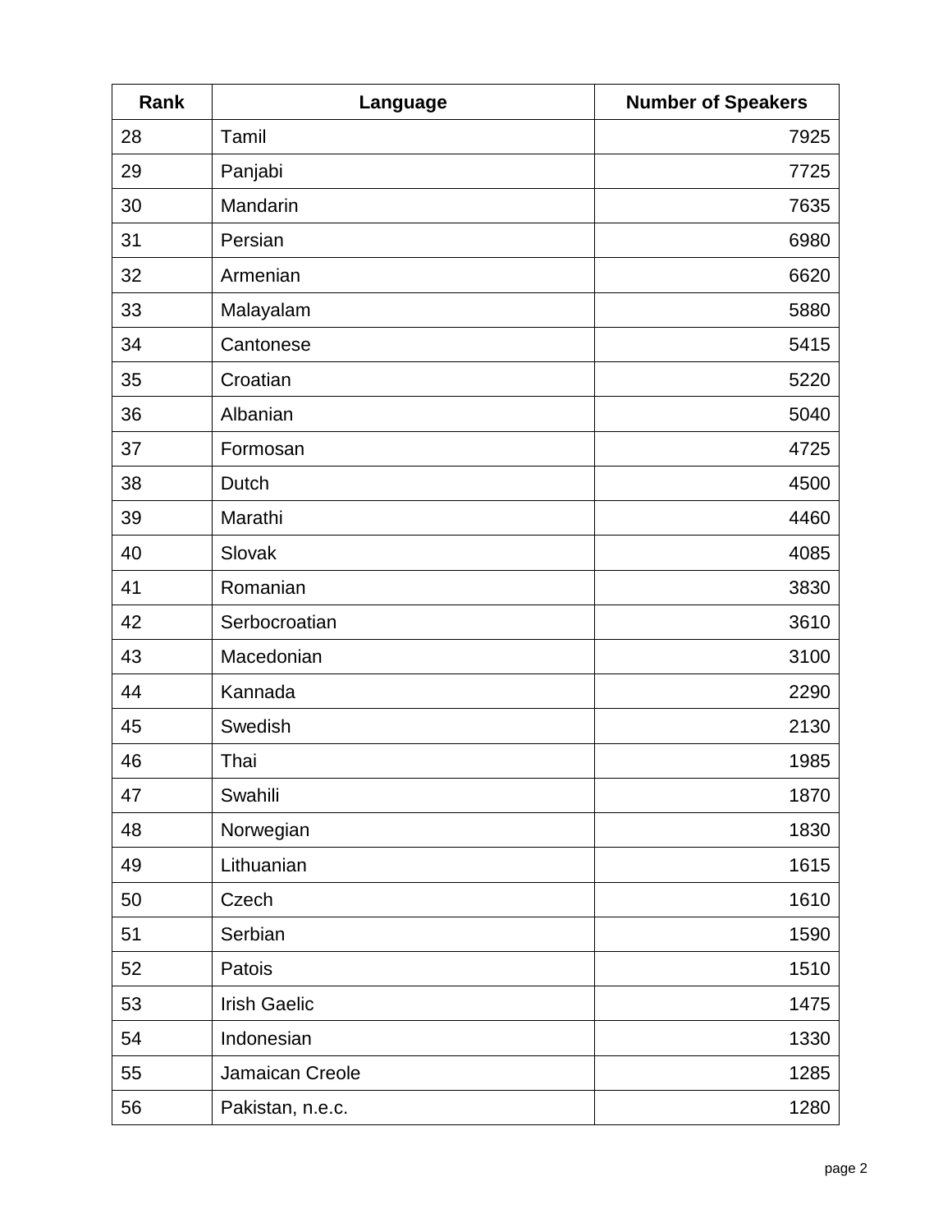| Rank | Language | Number of Speakers |
| --- | --- | --- |
| 28 | Tamil | 7925 |
| 29 | Panjabi | 7725 |
| 30 | Mandarin | 7635 |
| 31 | Persian | 6980 |
| 32 | Armenian | 6620 |
| 33 | Malayalam | 5880 |
| 34 | Cantonese | 5415 |
| 35 | Croatian | 5220 |
| 36 | Albanian | 5040 |
| 37 | Formosan | 4725 |
| 38 | Dutch | 4500 |
| 39 | Marathi | 4460 |
| 40 | Slovak | 4085 |
| 41 | Romanian | 3830 |
| 42 | Serbocroatian | 3610 |
| 43 | Macedonian | 3100 |
| 44 | Kannada | 2290 |
| 45 | Swedish | 2130 |
| 46 | Thai | 1985 |
| 47 | Swahili | 1870 |
| 48 | Norwegian | 1830 |
| 49 | Lithuanian | 1615 |
| 50 | Czech | 1610 |
| 51 | Serbian | 1590 |
| 52 | Patois | 1510 |
| 53 | Irish Gaelic | 1475 |
| 54 | Indonesian | 1330 |
| 55 | Jamaican Creole | 1285 |
| 56 | Pakistan, n.e.c. | 1280 |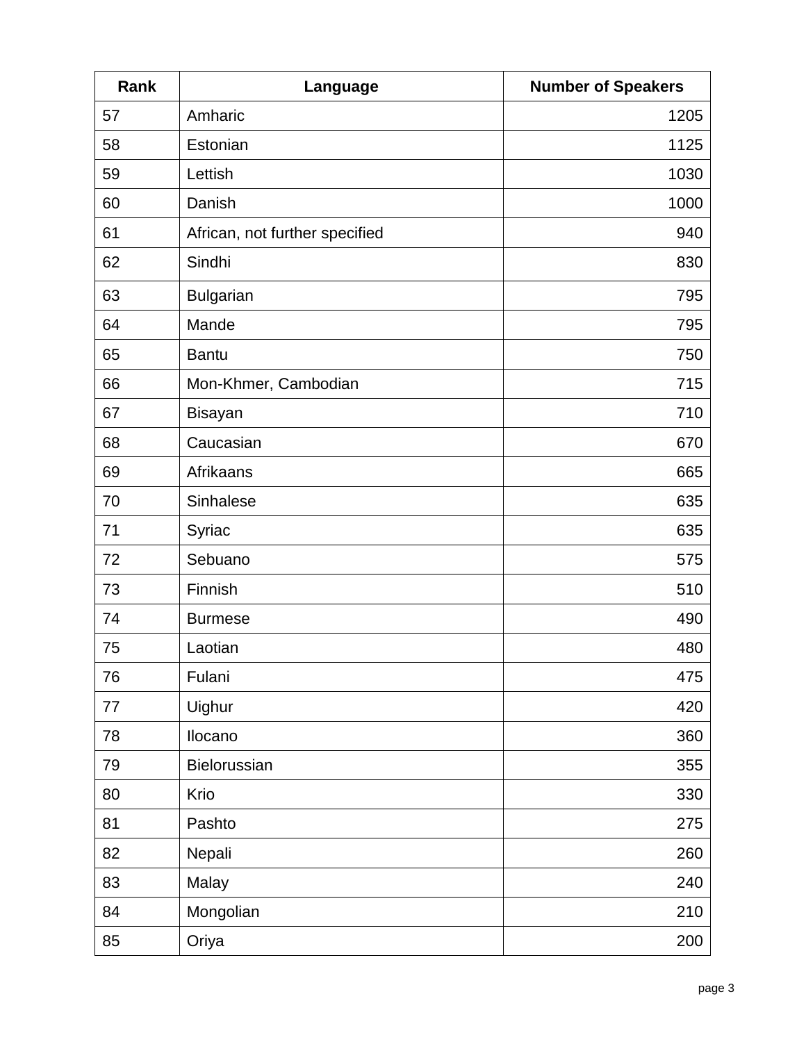| Rank | Language | Number of Speakers |
|---|---|---|
| 57 | Amharic | 1205 |
| 58 | Estonian | 1125 |
| 59 | Lettish | 1030 |
| 60 | Danish | 1000 |
| 61 | African, not further specified | 940 |
| 62 | Sindhi | 830 |
| 63 | Bulgarian | 795 |
| 64 | Mande | 795 |
| 65 | Bantu | 750 |
| 66 | Mon-Khmer, Cambodian | 715 |
| 67 | Bisayan | 710 |
| 68 | Caucasian | 670 |
| 69 | Afrikaans | 665 |
| 70 | Sinhalese | 635 |
| 71 | Syriac | 635 |
| 72 | Sebuano | 575 |
| 73 | Finnish | 510 |
| 74 | Burmese | 490 |
| 75 | Laotian | 480 |
| 76 | Fulani | 475 |
| 77 | Uighur | 420 |
| 78 | Ilocano | 360 |
| 79 | Bielorussian | 355 |
| 80 | Krio | 330 |
| 81 | Pashto | 275 |
| 82 | Nepali | 260 |
| 83 | Malay | 240 |
| 84 | Mongolian | 210 |
| 85 | Oriya | 200 |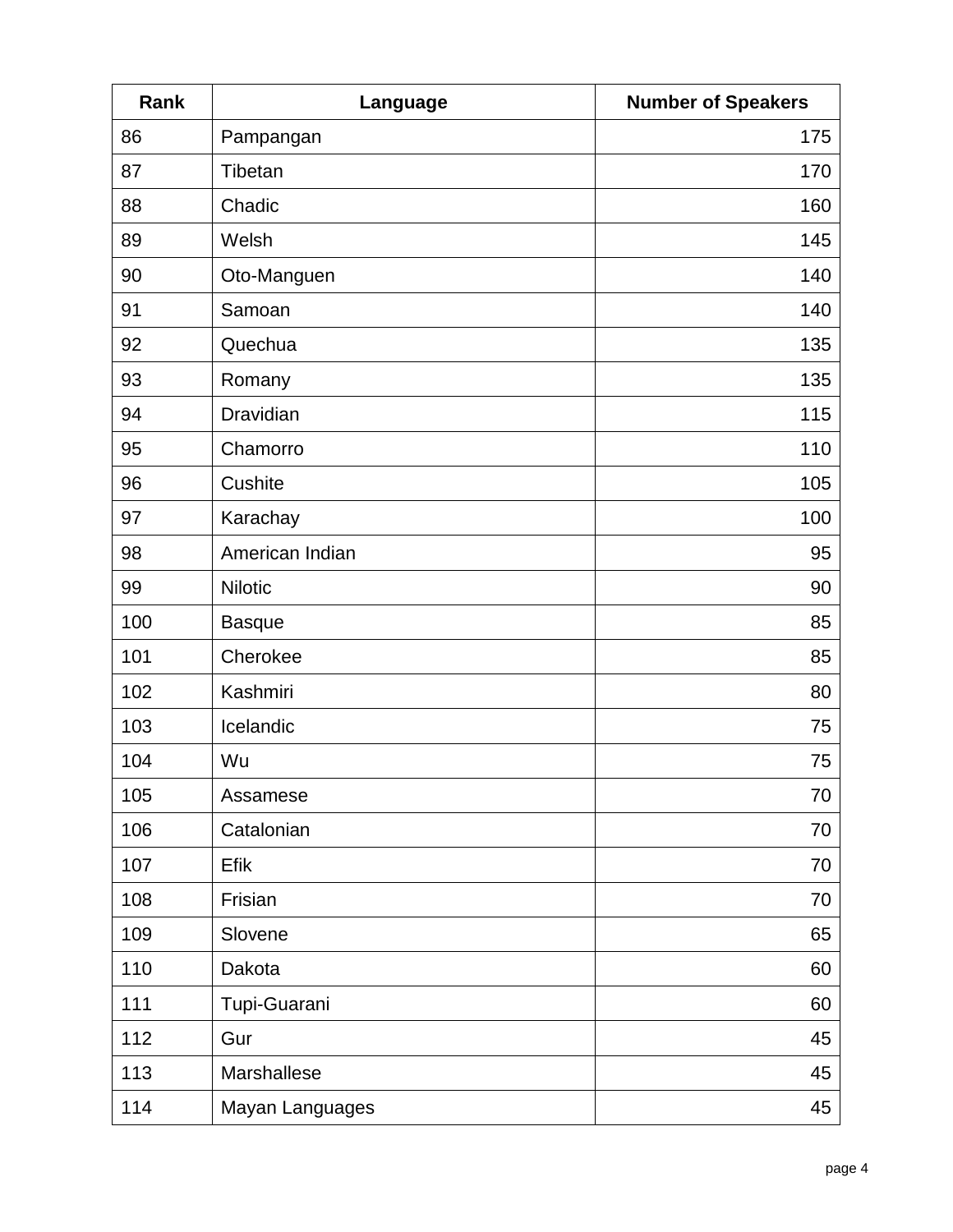| Rank | Language | Number of Speakers |
|---|---|---|
| 86 | Pampangan | 175 |
| 87 | Tibetan | 170 |
| 88 | Chadic | 160 |
| 89 | Welsh | 145 |
| 90 | Oto-Manguen | 140 |
| 91 | Samoan | 140 |
| 92 | Quechua | 135 |
| 93 | Romany | 135 |
| 94 | Dravidian | 115 |
| 95 | Chamorro | 110 |
| 96 | Cushite | 105 |
| 97 | Karachay | 100 |
| 98 | American Indian | 95 |
| 99 | Nilotic | 90 |
| 100 | Basque | 85 |
| 101 | Cherokee | 85 |
| 102 | Kashmiri | 80 |
| 103 | Icelandic | 75 |
| 104 | Wu | 75 |
| 105 | Assamese | 70 |
| 106 | Catalonian | 70 |
| 107 | Efik | 70 |
| 108 | Frisian | 70 |
| 109 | Slovene | 65 |
| 110 | Dakota | 60 |
| 111 | Tupi-Guarani | 60 |
| 112 | Gur | 45 |
| 113 | Marshallese | 45 |
| 114 | Mayan Languages | 45 |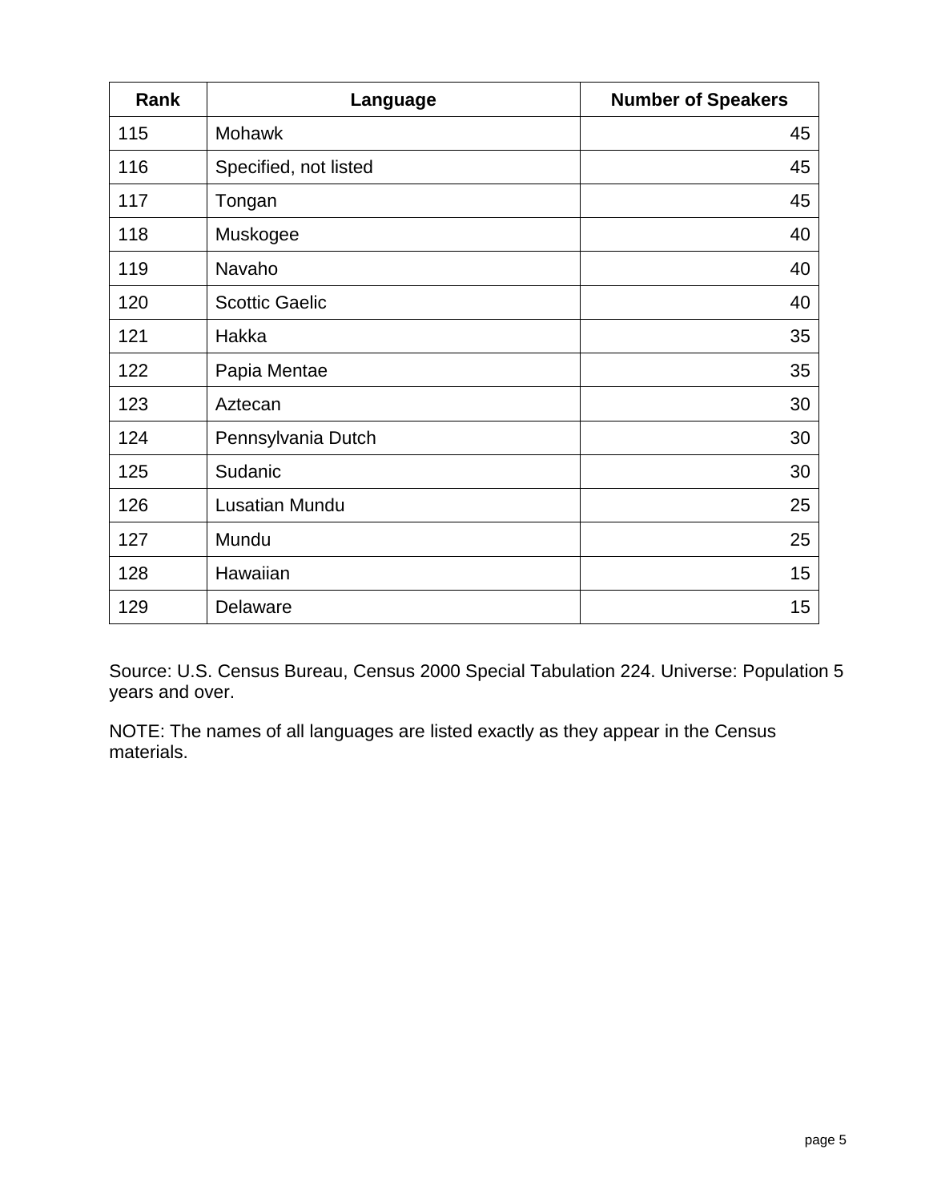| Rank | Language | Number of Speakers |
|---|---|---|
| 115 | Mohawk | 45 |
| 116 | Specified, not listed | 45 |
| 117 | Tongan | 45 |
| 118 | Muskogee | 40 |
| 119 | Navaho | 40 |
| 120 | Scottic Gaelic | 40 |
| 121 | Hakka | 35 |
| 122 | Papia Mentae | 35 |
| 123 | Aztecan | 30 |
| 124 | Pennsylvania Dutch | 30 |
| 125 | Sudanic | 30 |
| 126 | Lusatian Mundu | 25 |
| 127 | Mundu | 25 |
| 128 | Hawaiian | 15 |
| 129 | Delaware | 15 |

Source: U.S. Census Bureau, Census 2000 Special Tabulation 224. Universe: Population 5 years and over.

NOTE: The names of all languages are listed exactly as they appear in the Census materials.